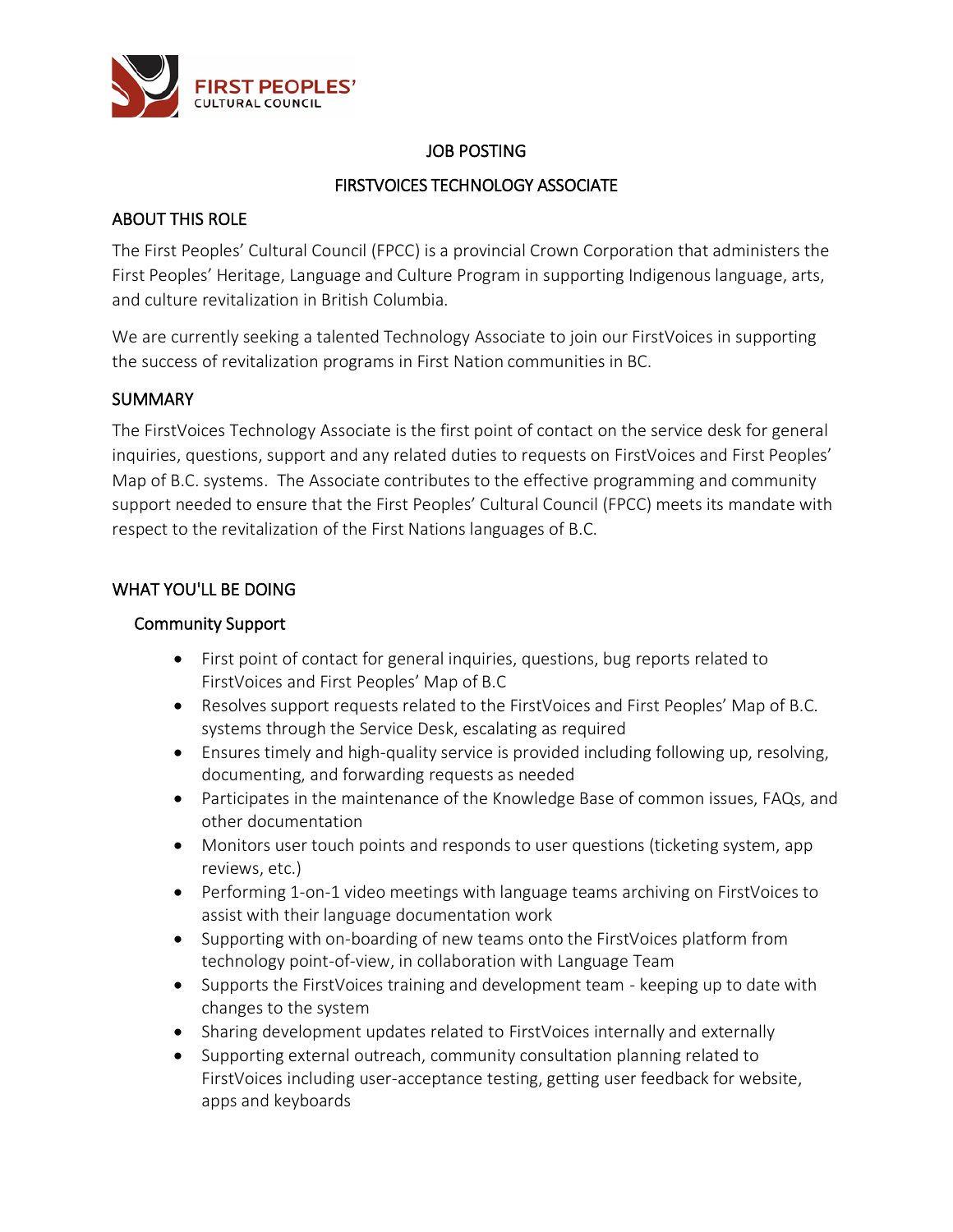FIRST PEOPLES' CULTURAL COUNCIL

# JOB POSTING

# FIRSTVOICES TECHNOLOGY ASSOCIATE

## ABOUT THIS ROLE

The First Peoples' Cultural Council (FPCC) is a provincial Crown Corporation that administers the First Peoples' Heritage, Language and Culture Program in supporting Indigenous language, arts, and culture revitalization in British Columbia.

We are currently seeking a talented Technology Associate to join our FirstVoices in supporting the success of revitalization programs in First Nation communities in BC.

## SUMMARY

The FirstVoices Technology Associate is the first point of contact on the service desk for general inquiries, questions, support and any related duties to requests on FirstVoices and First Peoples' Map of B.C. systems. The Associate contributes to the effective programming and community support needed to ensure that the First Peoples' Cultural Council (FPCC) meets its mandate with respect to the revitalization of the First Nations languages of B.C.

## WHAT YOU'LL BE DOING

### Community Support

- First point of contact for general inquiries, questions, bug reports related to FirstVoices and First Peoples' Map of B.C
- Resolves support requests related to the FirstVoices and First Peoples' Map of B.C. systems through the Service Desk, escalating as required
- Ensures timely and high-quality service is provided including following up, resolving, documenting, and forwarding requests as needed
- Participates in the maintenance of the Knowledge Base of common issues, FAQs, and other documentation
- Monitors user touch points and responds to user questions (ticketing system, app reviews, etc.)
- Performing 1-on-1 video meetings with language teams archiving on FirstVoices to assist with their language documentation work
- Supporting with on-boarding of new teams onto the FirstVoices platform from technology point-of-view, in collaboration with Language Team
- Supports the FirstVoices training and development team - keeping up to date with changes to the system
- Sharing development updates related to FirstVoices internally and externally
- Supporting external outreach, community consultation planning related to FirstVoices including user-acceptance testing, getting user feedback for website, apps and keyboards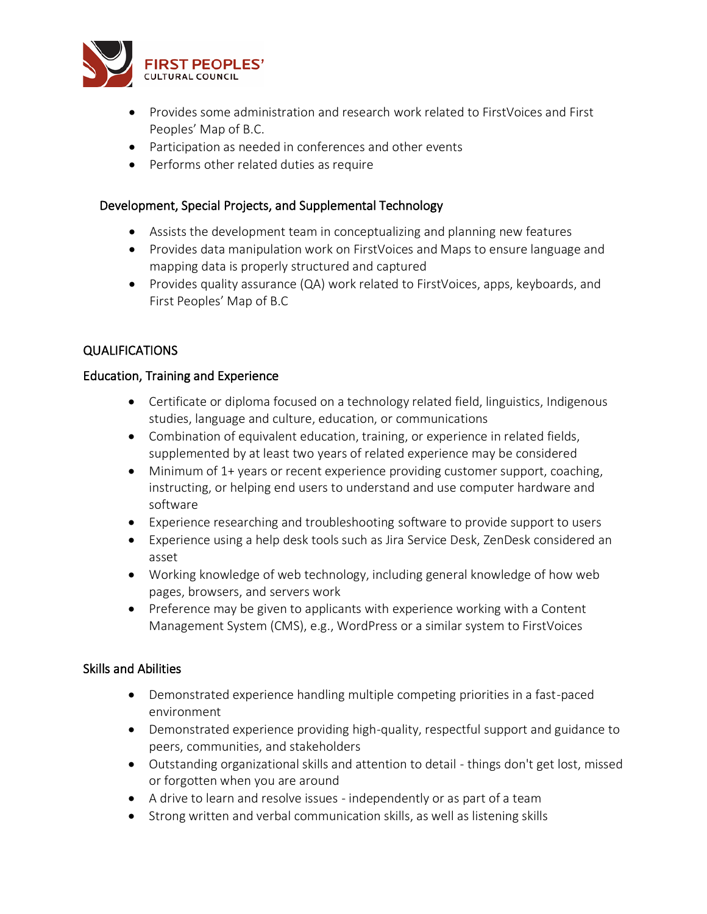- Provides some administration and research work related to FirstVoices and First Peoples' Map of B.C.
- Participation as needed in conferences and other events
- Performs other related duties as require

### Development, Special Projects, and Supplemental Technology

- Assists the development team in conceptualizing and planning new features
- Provides data manipulation work on FirstVoices and Maps to ensure language and mapping data is properly structured and captured
- Provides quality assurance (QA) work related to FirstVoices, apps, keyboards, and First Peoples' Map of B.C

## QUALIFICATIONS

### Education, Training and Experience

- Certificate or diploma focused on a technology related field, linguistics, Indigenous studies, language and culture, education, or communications
- Combination of equivalent education, training, or experience in related fields, supplemented by at least two years of related experience may be considered
- Minimum of 1+ years or recent experience providing customer support, coaching, instructing, or helping end users to understand and use computer hardware and software
- Experience researching and troubleshooting software to provide support to users
- Experience using a help desk tools such as Jira Service Desk, ZenDesk considered an asset
- Working knowledge of web technology, including general knowledge of how web pages, browsers, and servers work
- Preference may be given to applicants with experience working with a Content Management System (CMS), e.g., WordPress or a similar system to FirstVoices

### Skills and Abilities

- Demonstrated experience handling multiple competing priorities in a fast-paced environment
- Demonstrated experience providing high-quality, respectful support and guidance to peers, communities, and stakeholders
- Outstanding organizational skills and attention to detail - things don't get lost, missed or forgotten when you are around
- A drive to learn and resolve issues - independently or as part of a team
- Strong written and verbal communication skills, as well as listening skills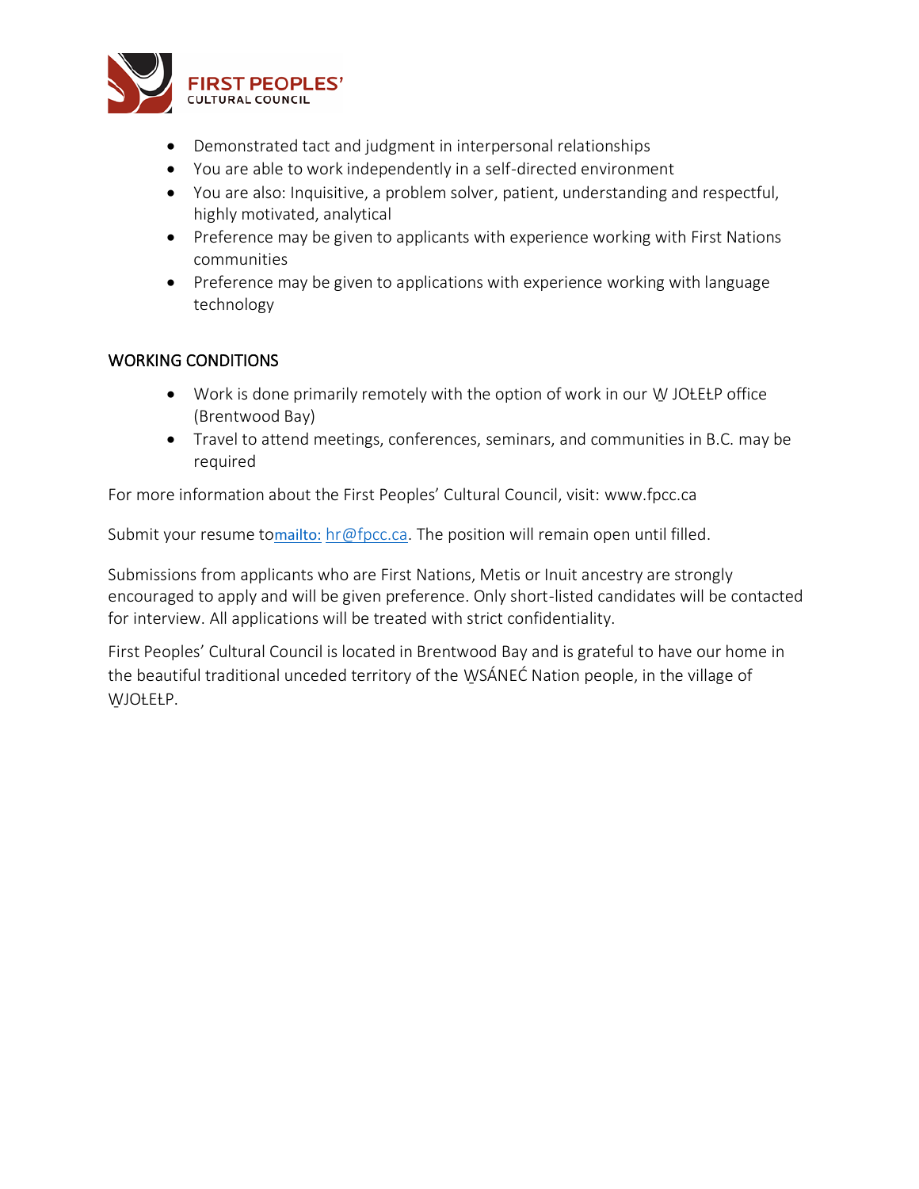- Demonstrated tact and judgment in interpersonal relationships
- You are able to work independently in a self-directed environment
- You are also: Inquisitive, a problem solver, patient, understanding and respectful, highly motivated, analytical
- Preference may be given to applicants with experience working with First Nations communities
- Preference may be given to applications with experience working with language technology

## WORKING CONDITIONS

- Work is done primarily remotely with the option of work in our W̱ JOŁEŁP office (Brentwood Bay)
- Travel to attend meetings, conferences, seminars, and communities in B.C. may be required

For more information about the First Peoples' Cultural Council, visit: www.fpcc.ca

Submit your resume tomailto: hr@fpcc.ca. The position will remain open until filled.

Submissions from applicants who are First Nations, Metis or Inuit ancestry are strongly encouraged to apply and will be given preference. Only short-listed candidates will be contacted for interview. All applications will be treated with strict confidentiality.

First Peoples' Cultural Council is located in Brentwood Bay and is grateful to have our home in the beautiful traditional unceded territory of the W̱SÁNEĆ Nation people, in the village of W̱JOŁEŁP.